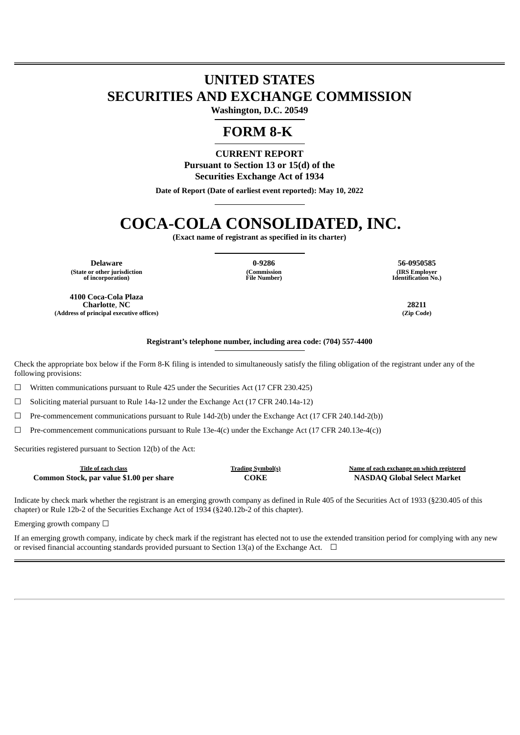# UNITED STATES
# SECURITIES AND EXCHANGE COMMISSION

**Washington, D.C. 20549**

# FORM 8-K

**CURRENT REPORT**
**Pursuant to Section 13 or 15(d) of the**
**Securities Exchange Act of 1934**

**Date of Report (Date of earliest event reported): May 10, 2022**

# COCA-COLA CONSOLIDATED, INC.

**(Exact name of registrant as specified in its charter)**

| | | |
|---|---|---|
| **Delaware** | **0-9286** | **56-0950585** |
| **(State or other jurisdiction of incorporation)** | **(Commission File Number)** | **(IRS Employer Identification No.)** |

| | |
|---|---|
| **4100 Coca-Cola Plaza** | |
| **Charlotte, NC** | **28211** |
| **(Address of principal executive offices)** | **(Zip Code)** |

**Registrant's telephone number, including area code: (704) 557-4400**

Check the appropriate box below if the Form 8-K filing is intended to simultaneously satisfy the filing obligation of the registrant under any of the following provisions:

☐ Written communications pursuant to Rule 425 under the Securities Act (17 CFR 230.425)

☐ Soliciting material pursuant to Rule 14a-12 under the Exchange Act (17 CFR 240.14a-12)

☐ Pre-commencement communications pursuant to Rule 14d-2(b) under the Exchange Act (17 CFR 240.14d-2(b))

☐ Pre-commencement communications pursuant to Rule 13e-4(c) under the Exchange Act (17 CFR 240.13e-4(c))

Securities registered pursuant to Section 12(b) of the Act:

| Title of each class | Trading Symbol(s) | Name of each exchange on which registered |
|---|---|---|
| **Common Stock, par value $1.00 per share** | **COKE** | **NASDAQ Global Select Market** |

Indicate by check mark whether the registrant is an emerging growth company as defined in Rule 405 of the Securities Act of 1933 (§230.405 of this chapter) or Rule 12b-2 of the Securities Exchange Act of 1934 (§240.12b-2 of this chapter).

Emerging growth company ☐

If an emerging growth company, indicate by check mark if the registrant has elected not to use the extended transition period for complying with any new or revised financial accounting standards provided pursuant to Section 13(a) of the Exchange Act. ☐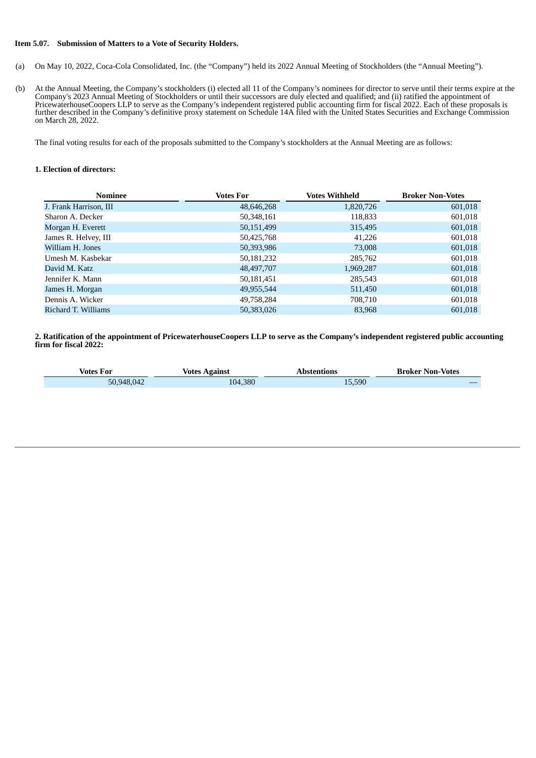**Item 5.07. Submission of Matters to a Vote of Security Holders.**

(a) On May 10, 2022, Coca-Cola Consolidated, Inc. (the "Company") held its 2022 Annual Meeting of Stockholders (the "Annual Meeting").

(b) At the Annual Meeting, the Company's stockholders (i) elected all 11 of the Company's nominees for director to serve until their terms expire at the Company's 2023 Annual Meeting of Stockholders or until their successors are duly elected and qualified; and (ii) ratified the appointment of PricewaterhouseCoopers LLP to serve as the Company's independent registered public accounting firm for fiscal 2022. Each of these proposals is further described in the Company's definitive proxy statement on Schedule 14A filed with the United States Securities and Exchange Commission on March 28, 2022.

The final voting results for each of the proposals submitted to the Company's stockholders at the Annual Meeting are as follows:

**1. Election of directors:**

| Nominee | Votes For | Votes Withheld | Broker Non-Votes |
|---|---|---|---|
| J. Frank Harrison, III | 48,646,268 | 1,820,726 | 601,018 |
| Sharon A. Decker | 50,348,161 | 118,833 | 601,018 |
| Morgan H. Everett | 50,151,499 | 315,495 | 601,018 |
| James R. Helvey, III | 50,425,768 | 41,226 | 601,018 |
| William H. Jones | 50,393,986 | 73,008 | 601,018 |
| Umesh M. Kasbekar | 50,181,232 | 285,762 | 601,018 |
| David M. Katz | 48,497,707 | 1,969,287 | 601,018 |
| Jennifer K. Mann | 50,181,451 | 285,543 | 601,018 |
| James H. Morgan | 49,955,544 | 511,450 | 601,018 |
| Dennis A. Wicker | 49,758,284 | 708,710 | 601,018 |
| Richard T. Williams | 50,383,026 | 83,968 | 601,018 |

**2. Ratification of the appointment of PricewaterhouseCoopers LLP to serve as the Company's independent registered public accounting firm for fiscal 2022:**

| Votes For | Votes Against | Abstentions | Broker Non-Votes |
|---|---|---|---|
| 50,948,042 | 104,380 | 15,590 | — |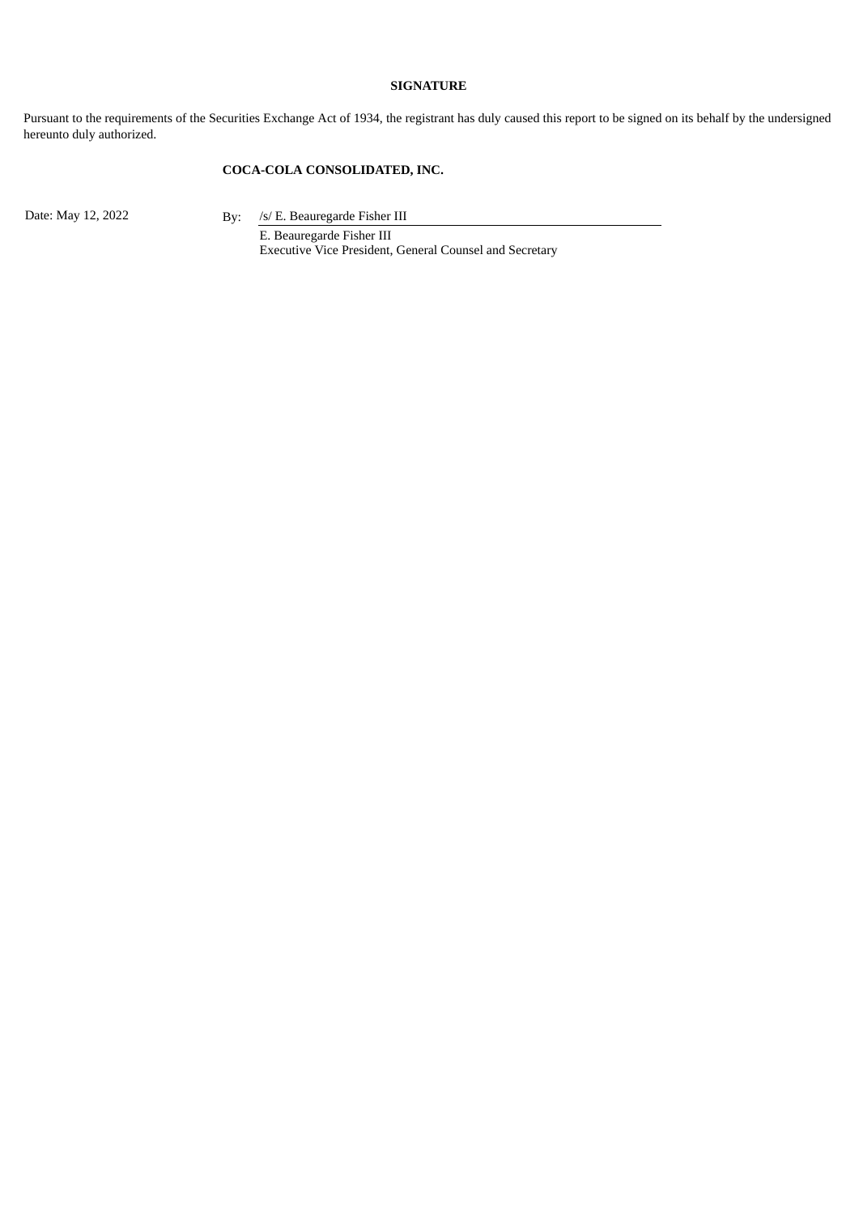**SIGNATURE**

Pursuant to the requirements of the Securities Exchange Act of 1934, the registrant has duly caused this report to be signed on its behalf by the undersigned hereunto duly authorized.

**COCA-COLA CONSOLIDATED, INC.**

Date: May 12, 2022

By: /s/ E. Beauregarde Fisher III

E. Beauregarde Fisher III
Executive Vice President, General Counsel and Secretary